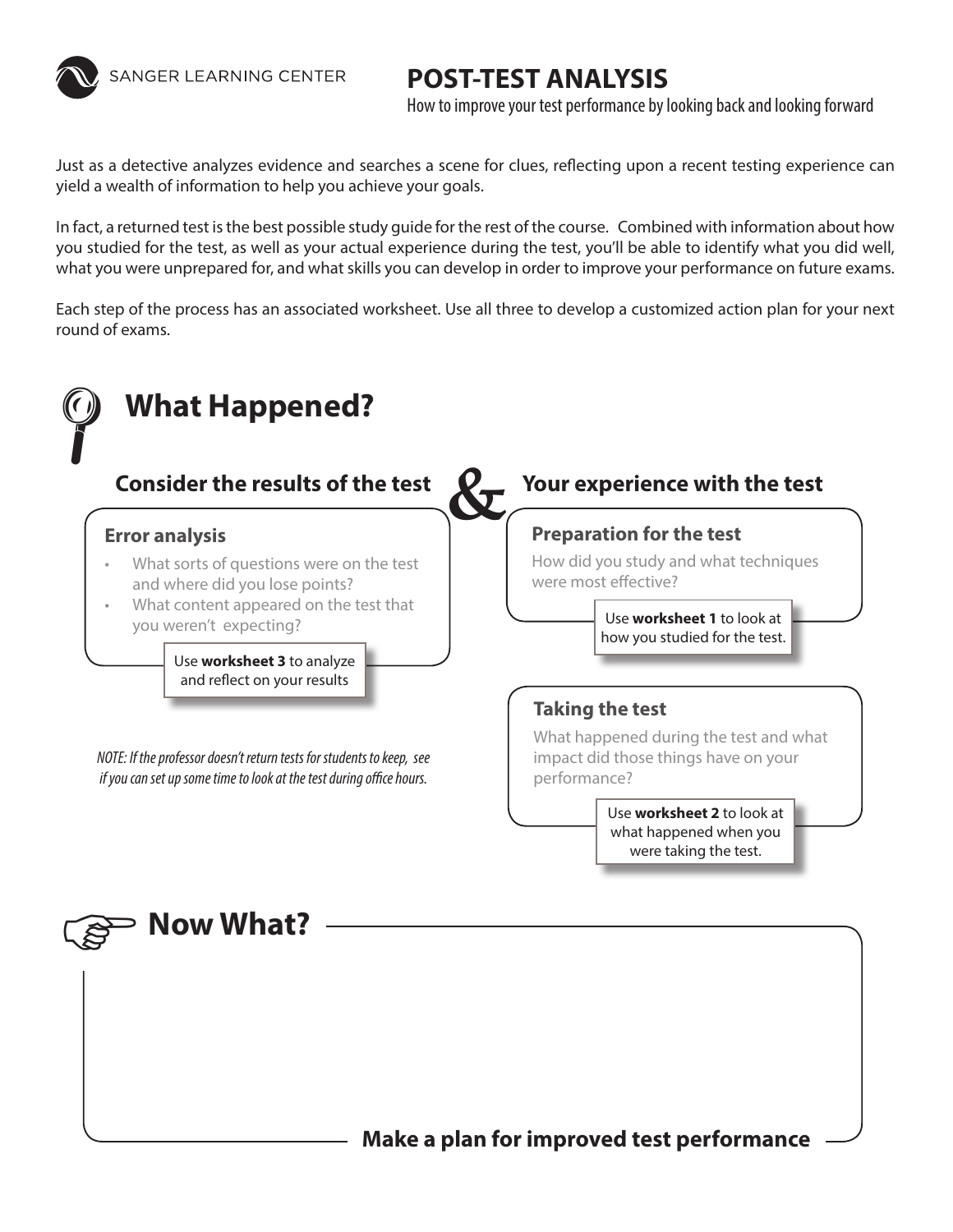SANGER LEARNING CENTER

# POST-TEST ANALYSIS

How to improve your test performance by looking back and looking forward

Just as a detective analyzes evidence and searches a scene for clues, reflecting upon a recent testing experience can yield a wealth of information to help you achieve your goals.

In fact, a returned test is the best possible study guide for the rest of the course. Combined with information about how you studied for the test, as well as your actual experience during the test, you'll be able to identify what you did well, what you were unprepared for, and what skills you can develop in order to improve your performance on future exams.

Each step of the process has an associated worksheet. Use all three to develop a customized action plan for your next round of exams.

## What Happened?

### Consider the results of the test

#### Error analysis

- What sorts of questions were on the test and where did you lose points?
- What content appeared on the test that you weren't expecting?

Use **worksheet 3** to analyze and reflect on your results

*NOTE: If the professor doesn't return tests for students to keep, see if you can set up some time to look at the test during office hours.*

### & Your experience with the test

#### Preparation for the test

How did you study and what techniques were most effective?

Use **worksheet 1** to look at how you studied for the test.

#### Taking the test

What happened during the test and what impact did those things have on your performance?

Use **worksheet 2** to look at what happened when you were taking the test.

## Now What?

**Make a plan for improved test performance**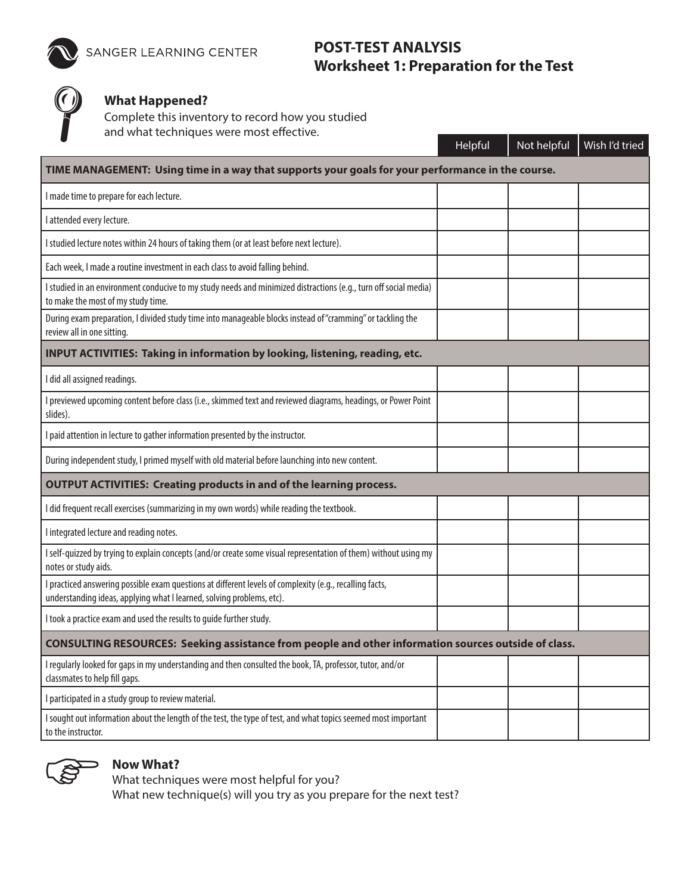SANGER LEARNING CENTER

# POST-TEST ANALYSIS
## Worksheet 1: Preparation for the Test

### What Happened?

Complete this inventory to record how you studied and what techniques were most effective.

| | Helpful | Not helpful | Wish I'd tried |
|---|---|---|---|
| **TIME MANAGEMENT: Using time in a way that supports your goals for your performance in the course.** | | | |
| I made time to prepare for each lecture. | | | |
| I attended every lecture. | | | |
| I studied lecture notes within 24 hours of taking them (or at least before next lecture). | | | |
| Each week, I made a routine investment in each class to avoid falling behind. | | | |
| I studied in an environment conducive to my study needs and minimized distractions (e.g., turn off social media) to make the most of my study time. | | | |
| During exam preparation, I divided study time into manageable blocks instead of "cramming" or tackling the review all in one sitting. | | | |
| **INPUT ACTIVITIES: Taking in information by looking, listening, reading, etc.** | | | |
| I did all assigned readings. | | | |
| I previewed upcoming content before class (i.e., skimmed text and reviewed diagrams, headings, or Power Point slides). | | | |
| I paid attention in lecture to gather information presented by the instructor. | | | |
| During independent study, I primed myself with old material before launching into new content. | | | |
| **OUTPUT ACTIVITIES: Creating products in and of the learning process.** | | | |
| I did frequent recall exercises (summarizing in my own words) while reading the textbook. | | | |
| I integrated lecture and reading notes. | | | |
| I self-quizzed by trying to explain concepts (and/or create some visual representation of them) without using my notes or study aids. | | | |
| I practiced answering possible exam questions at different levels of complexity (e.g., recalling facts, understanding ideas, applying what I learned, solving problems, etc). | | | |
| I took a practice exam and used the results to guide further study. | | | |
| **CONSULTING RESOURCES: Seeking assistance from people and other information sources outside of class.** | | | |
| I regularly looked for gaps in my understanding and then consulted the book, TA, professor, tutor, and/or classmates to help fill gaps. | | | |
| I participated in a study group to review material. | | | |
| I sought out information about the length of the test, the type of test, and what topics seemed most important to the instructor. | | | |

### Now What?

What techniques were most helpful for you?
What new technique(s) will you try as you prepare for the next test?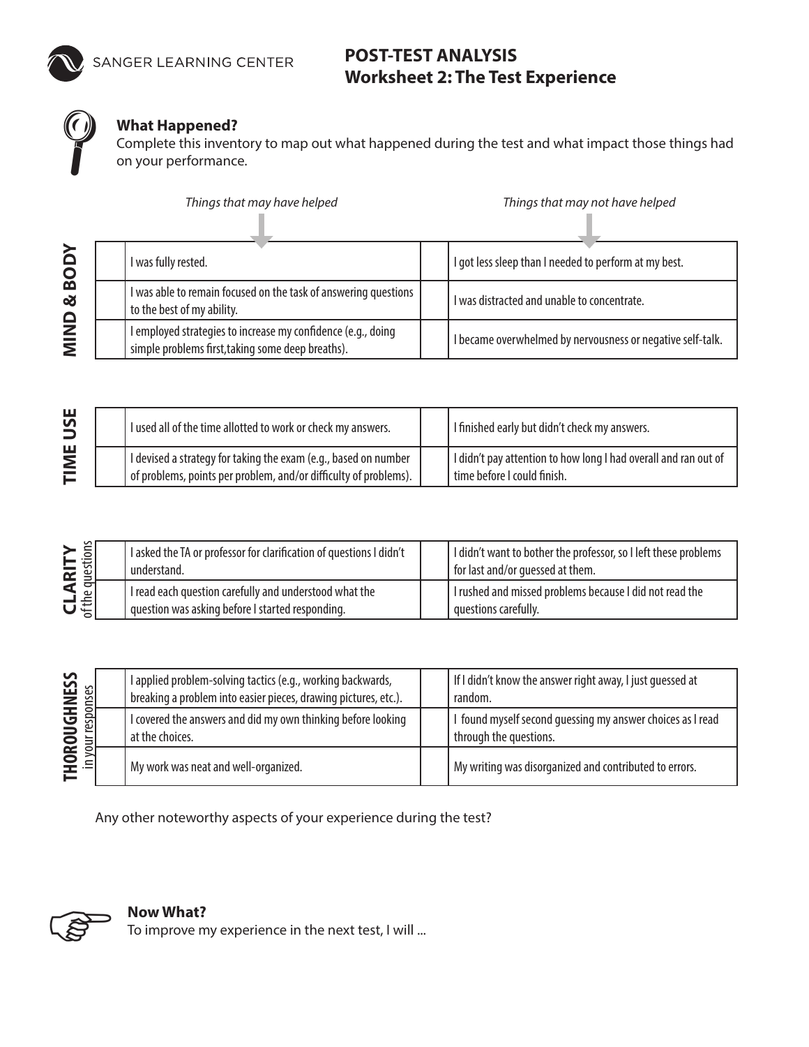## POST-TEST ANALYSIS
## Worksheet 2: The Test Experience

### What Happened?

Complete this inventory to map out what happened during the test and what impact those things had on your performance.

| | | *Things that may have helped* | | *Things that may not have helped* |
|---|---|---|---|---|
| **MIND & BODY** | | I was fully rested. | | I got less sleep than I needed to perform at my best. |
| | | I was able to remain focused on the task of answering questions to the best of my ability. | | I was distracted and unable to concentrate. |
| | | I employed strategies to increase my confidence (e.g., doing simple problems first,taking some deep breaths). | | I became overwhelmed by nervousness or negative self-talk. |
| **TIME USE** | | I used all of the time allotted to work or check my answers. | | I finished early but didn't check my answers. |
| | | I devised a strategy for taking the exam (e.g., based on number of problems, points per problem, and/or difficulty of problems). | | I didn't pay attention to how long I had overall and ran out of time before I could finish. |
| **CLARITY** of the questions | | I asked the TA or professor for clarification of questions I didn't understand. | | I didn't want to bother the professor, so I left these problems for last and/or guessed at them. |
| | | I read each question carefully and understood what the question was asking before I started responding. | | I rushed and missed problems because I did not read the questions carefully. |
| **THOROUGHNESS** in your responses | | I applied problem-solving tactics (e.g., working backwards, breaking a problem into easier pieces, drawing pictures, etc.). | | If I didn't know the answer right away, I just guessed at random. |
| | | I covered the answers and did my own thinking before looking at the choices. | | I found myself second guessing my answer choices as I read through the questions. |
| | | My work was neat and well-organized. | | My writing was disorganized and contributed to errors. |

Any other noteworthy aspects of your experience during the test?

### Now What?

To improve my experience in the next test, I will ...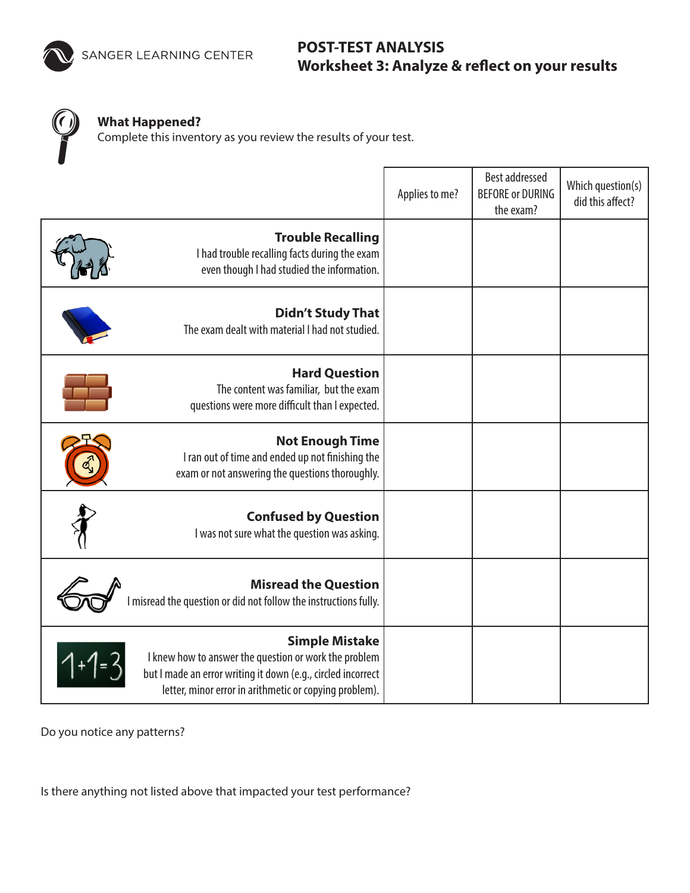SANGER LEARNING CENTER

# POST-TEST ANALYSIS
## Worksheet 3: Analyze & reflect on your results

### What Happened?

Complete this inventory as you review the results of your test.

| | Applies to me? | Best addressed BEFORE or DURING the exam? | Which question(s) did this affect? |
|---|---|---|---|
| **Trouble Recalling** I had trouble recalling facts during the exam even though I had studied the information. | | | |
| **Didn't Study That** The exam dealt with material I had not studied. | | | |
| **Hard Question** The content was familiar, but the exam questions were more difficult than I expected. | | | |
| **Not Enough Time** I ran out of time and ended up not finishing the exam or not answering the questions thoroughly. | | | |
| **Confused by Question** I was not sure what the question was asking. | | | |
| **Misread the Question** I misread the question or did not follow the instructions fully. | | | |
| **Simple Mistake** I knew how to answer the question or work the problem but I made an error writing it down (e.g., circled incorrect letter, minor error in arithmetic or copying problem). | | | |

Do you notice any patterns?

Is there anything not listed above that impacted your test performance?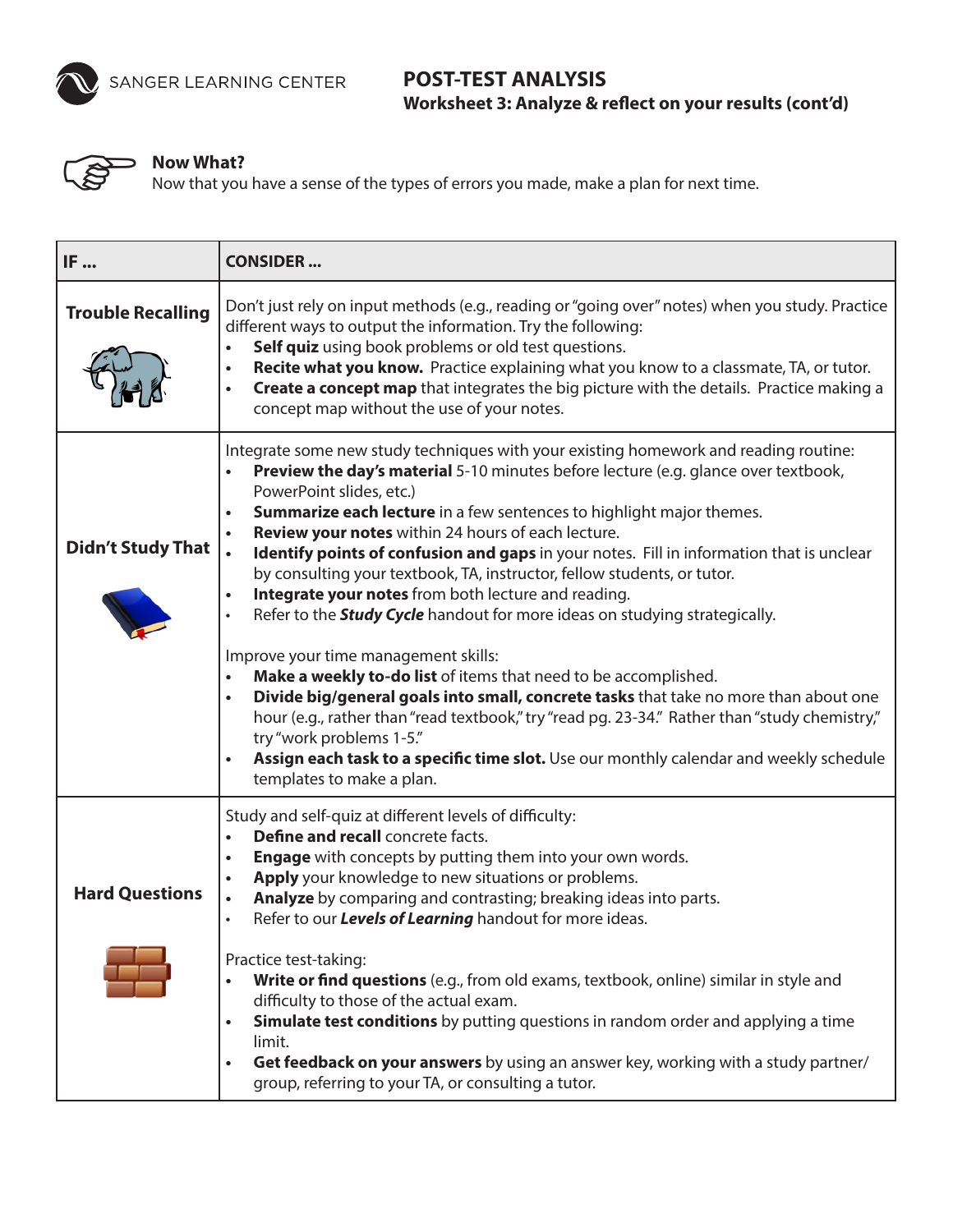SANGER LEARNING CENTER

# POST-TEST ANALYSIS

## Worksheet 3: Analyze & reflect on your results (cont'd)

### Now What?

Now that you have a sense of the types of errors you made, make a plan for next time.

| IF ... | CONSIDER ... |
|---|---|
| **Trouble Recalling** | Don't just rely on input methods (e.g., reading or "going over" notes) when you study. Practice different ways to output the information. Try the following:<br>• **Self quiz** using book problems or old test questions.<br>• **Recite what you know.** Practice explaining what you know to a classmate, TA, or tutor.<br>• **Create a concept map** that integrates the big picture with the details. Practice making a concept map without the use of your notes. |
| **Didn't Study That** | Integrate some new study techniques with your existing homework and reading routine:<br>• **Preview the day's material** 5-10 minutes before lecture (e.g. glance over textbook, PowerPoint slides, etc.)<br>• **Summarize each lecture** in a few sentences to highlight major themes.<br>• **Review your notes** within 24 hours of each lecture.<br>• **Identify points of confusion and gaps** in your notes. Fill in information that is unclear by consulting your textbook, TA, instructor, fellow students, or tutor.<br>• **Integrate your notes** from both lecture and reading.<br>• Refer to the ***Study Cycle*** handout for more ideas on studying strategically.<br><br>Improve your time management skills:<br>• **Make a weekly to-do list** of items that need to be accomplished.<br>• **Divide big/general goals into small, concrete tasks** that take no more than about one hour (e.g., rather than "read textbook," try "read pg. 23-34." Rather than "study chemistry," try "work problems 1-5."<br>• **Assign each task to a specific time slot.** Use our monthly calendar and weekly schedule templates to make a plan. |
| **Hard Questions** | Study and self-quiz at different levels of difficulty:<br>• **Define and recall** concrete facts.<br>• **Engage** with concepts by putting them into your own words.<br>• **Apply** your knowledge to new situations or problems.<br>• **Analyze** by comparing and contrasting; breaking ideas into parts.<br>• Refer to our ***Levels of Learning*** handout for more ideas.<br><br>Practice test-taking:<br>• **Write or find questions** (e.g., from old exams, textbook, online) similar in style and difficulty to those of the actual exam.<br>• **Simulate test conditions** by putting questions in random order and applying a time limit.<br>• **Get feedback on your answers** by using an answer key, working with a study partner/group, referring to your TA, or consulting a tutor. |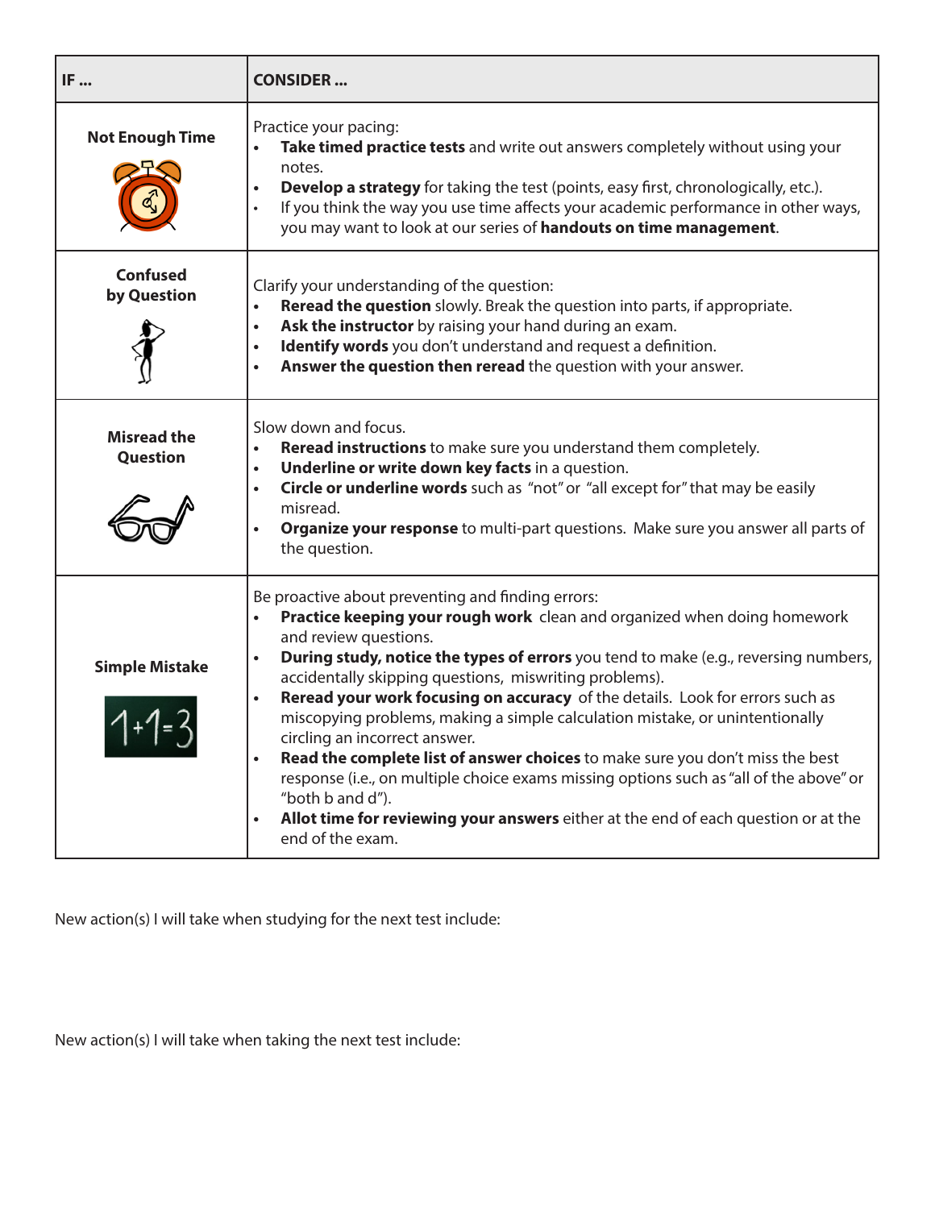| IF ... | CONSIDER ... |
|---|---|
| **Not Enough Time** | Practice your pacing:<br>• **Take timed practice tests** and write out answers completely without using your notes.<br>• **Develop a strategy** for taking the test (points, easy first, chronologically, etc.).<br>• If you think the way you use time affects your academic performance in other ways, you may want to look at our series of **handouts on time management**. |
| **Confused by Question** | Clarify your understanding of the question:<br>• **Reread the question** slowly. Break the question into parts, if appropriate.<br>• **Ask the instructor** by raising your hand during an exam.<br>• **Identify words** you don't understand and request a definition.<br>• **Answer the question then reread** the question with your answer. |
| **Misread the Question** | Slow down and focus.<br>• **Reread instructions** to make sure you understand them completely.<br>• **Underline or write down key facts** in a question.<br>• **Circle or underline words** such as "not" or "all except for" that may be easily misread.<br>• **Organize your response** to multi-part questions. Make sure you answer all parts of the question. |
| **Simple Mistake**<br>1+1=3 | Be proactive about preventing and finding errors:<br>• **Practice keeping your rough work** clean and organized when doing homework and review questions.<br>• **During study, notice the types of errors** you tend to make (e.g., reversing numbers, accidentally skipping questions, miswriting problems).<br>• **Reread your work focusing on accuracy** of the details. Look for errors such as miscopying problems, making a simple calculation mistake, or unintentionally circling an incorrect answer.<br>• **Read the complete list of answer choices** to make sure you don't miss the best response (i.e., on multiple choice exams missing options such as "all of the above" or "both b and d").<br>• **Allot time for reviewing your answers** either at the end of each question or at the end of the exam. |

New action(s) I will take when studying for the next test include:

New action(s) I will take when taking the next test include: